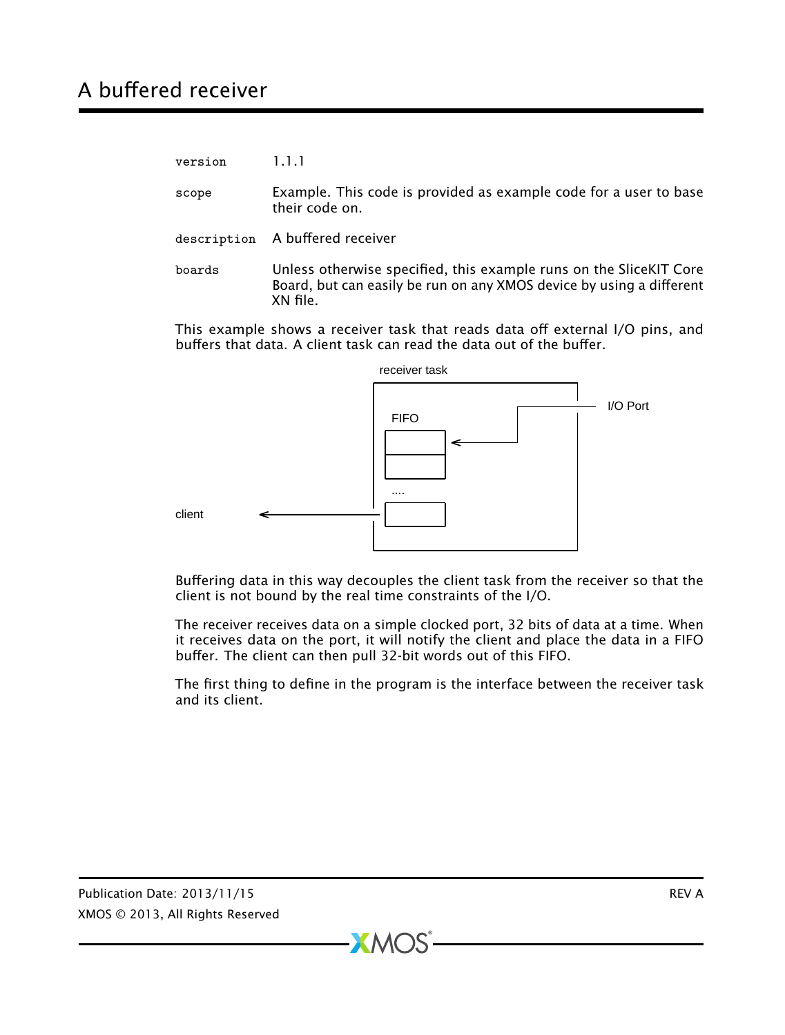# A buffered receiver

| | |
|---|---|
| version | 1.1.1 |
| scope | Example. This code is provided as example code for a user to base their code on. |
| description | A buffered receiver |
| boards | Unless otherwise specified, this example runs on the SliceKIT Core Board, but can easily be run on any XMOS device by using a different XN file. |

This example shows a receiver task that reads data off external I/O pins, and buffers that data. A client task can read the data out of the buffer.

receiver task

I/O Port

FIFO

....

client

Buffering data in this way decouples the client task from the receiver so that the client is not bound by the real time constraints of the I/O.

The receiver receives data on a simple clocked port, 32 bits of data at a time. When it receives data on the port, it will notify the client and place the data in a FIFO buffer. The client can then pull 32-bit words out of this FIFO.

The first thing to define in the program is the interface between the receiver task and its client.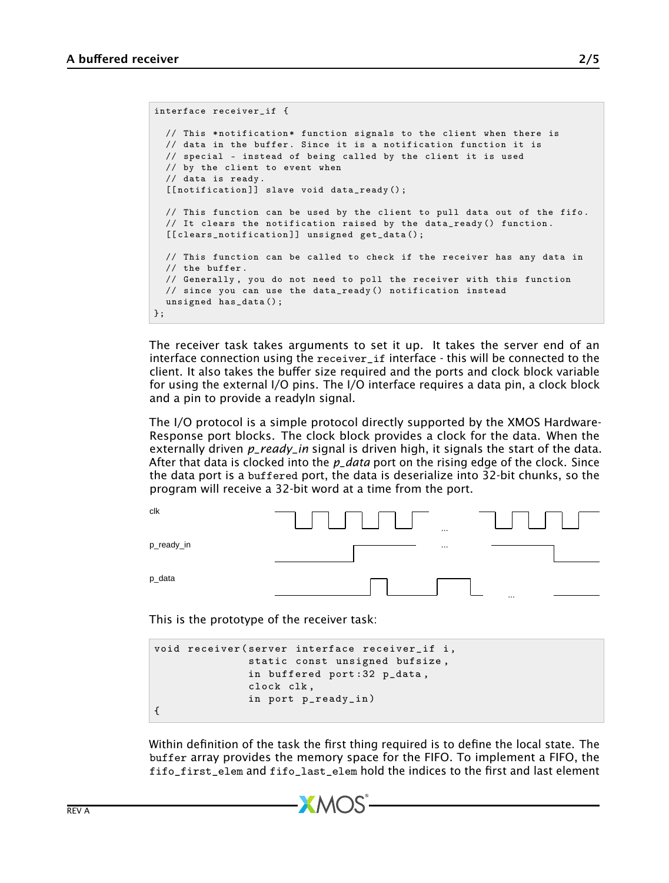```
interface receiver_if {

  // This *notification* function signals to the client when there is
  // data in the buffer. Since it is a notification function it is
  // special - instead of being called by the client it is used
  // by the client to event when
  // data is ready.
  [[notification]] slave void data_ready();

  // This function can be used by the client to pull data out of the fifo.
  // It clears the notification raised by the data_ready() function.
  [[clears_notification]] unsigned get_data();

  // This function can be called to check if the receiver has any data in
  // the buffer.
  // Generally, you do not need to poll the receiver with this function
  // since you can use the data_ready() notification instead
  unsigned has_data();
};
```

The receiver task takes arguments to set it up. It takes the server end of an interface connection using the `receiver_if` interface - this will be connected to the client. It also takes the buffer size required and the ports and clock block variable for using the external I/O pins. The I/O interface requires a data pin, a clock block and a pin to provide a readyIn signal.

The I/O protocol is a simple protocol directly supported by the XMOS Hardware-Response port blocks. The clock block provides a clock for the data. When the externally driven *p_ready_in* signal is driven high, it signals the start of the data. After that data is clocked into the *p_data* port on the rising edge of the clock. Since the data port is a `buffered` port, the data is deserialize into 32-bit chunks, so the program will receive a 32-bit word at a time from the port.

clk

p_ready_in

p_data

...

This is the prototype of the receiver task:

```
void receiver(server interface receiver_if i,
              static const unsigned bufsize,
              in buffered port:32 p_data,
              clock clk,
              in port p_ready_in)
{
```

Within definition of the task the first thing required is to define the local state. The `buffer` array provides the memory space for the FIFO. To implement a FIFO, the `fifo_first_elem` and `fifo_last_elem` hold the indices to the first and last element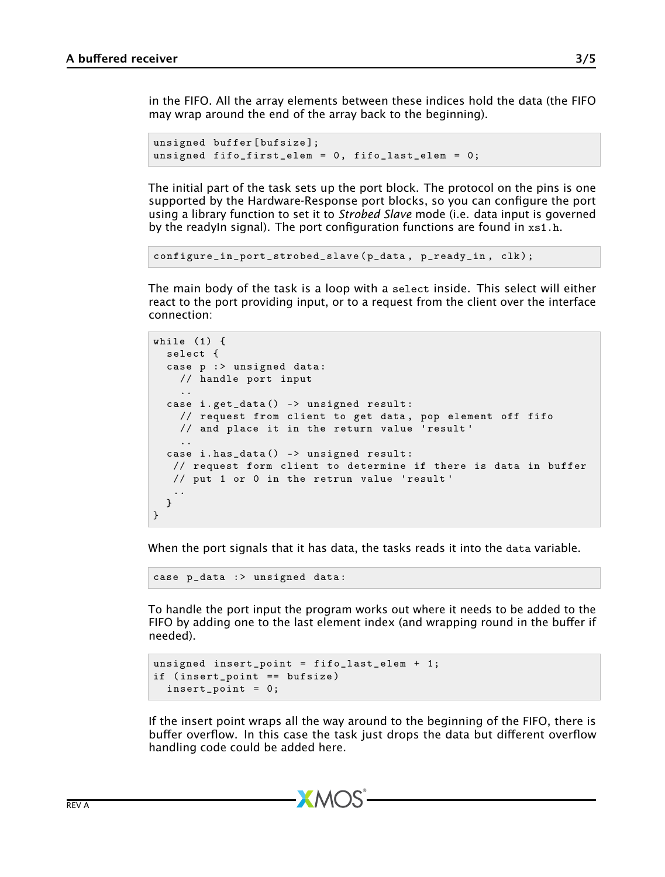in the FIFO. All the array elements between these indices hold the data (the FIFO may wrap around the end of the array back to the beginning).

```
unsigned buffer[bufsize];
unsigned fifo_first_elem = 0, fifo_last_elem = 0;
```

The initial part of the task sets up the port block. The protocol on the pins is one supported by the Hardware-Response port blocks, so you can configure the port using a library function to set it to *Strobed Slave* mode (i.e. data input is governed by the readyIn signal). The port configuration functions are found in `xs1.h`.

```
configure_in_port_strobed_slave(p_data, p_ready_in, clk);
```

The main body of the task is a loop with a `select` inside. This select will either react to the port providing input, or to a request from the client over the interface connection:

```
while (1) {
  select {
  case p :> unsigned data:
    // handle port input
    ..
  case i.get_data() -> unsigned result:
    // request from client to get data, pop element off fifo
    // and place it in the return value 'result'
    ..
  case i.has_data() -> unsigned result:
   // request form client to determine if there is data in buffer
   // put 1 or 0 in the retrun value 'result'
   ..
  }
}
```

When the port signals that it has data, the tasks reads it into the `data` variable.

```
case p_data :> unsigned data:
```

To handle the port input the program works out where it needs to be added to the FIFO by adding one to the last element index (and wrapping round in the buffer if needed).

```
unsigned insert_point = fifo_last_elem + 1;
if (insert_point == bufsize)
  insert_point = 0;
```

If the insert point wraps all the way around to the beginning of the FIFO, there is buffer overflow. In this case the task just drops the data but different overflow handling code could be added here.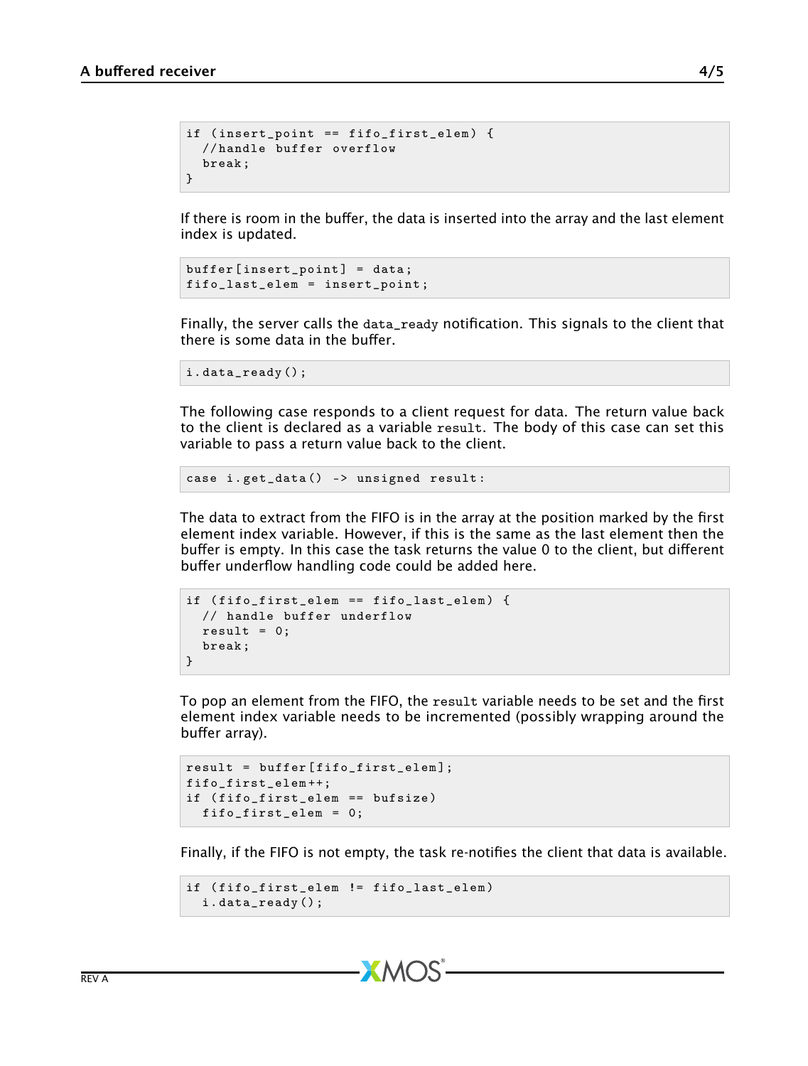```
if (insert_point == fifo_first_elem) {
  //handle buffer overflow
  break;
}
```

If there is room in the buffer, the data is inserted into the array and the last element index is updated.

```
buffer[insert_point] = data;
fifo_last_elem = insert_point;
```

Finally, the server calls the `data_ready` notification. This signals to the client that there is some data in the buffer.

```
i.data_ready();
```

The following case responds to a client request for data. The return value back to the client is declared as a variable `result`. The body of this case can set this variable to pass a return value back to the client.

```
case i.get_data() -> unsigned result:
```

The data to extract from the FIFO is in the array at the position marked by the first element index variable. However, if this is the same as the last element then the buffer is empty. In this case the task returns the value 0 to the client, but different buffer underflow handling code could be added here.

```
if (fifo_first_elem == fifo_last_elem) {
  // handle buffer underflow
  result = 0;
  break;
}
```

To pop an element from the FIFO, the `result` variable needs to be set and the first element index variable needs to be incremented (possibly wrapping around the buffer array).

```
result = buffer[fifo_first_elem];
fifo_first_elem++;
if (fifo_first_elem == bufsize)
  fifo_first_elem = 0;
```

Finally, if the FIFO is not empty, the task re-notifies the client that data is available.

```
if (fifo_first_elem != fifo_last_elem)
  i.data_ready();
```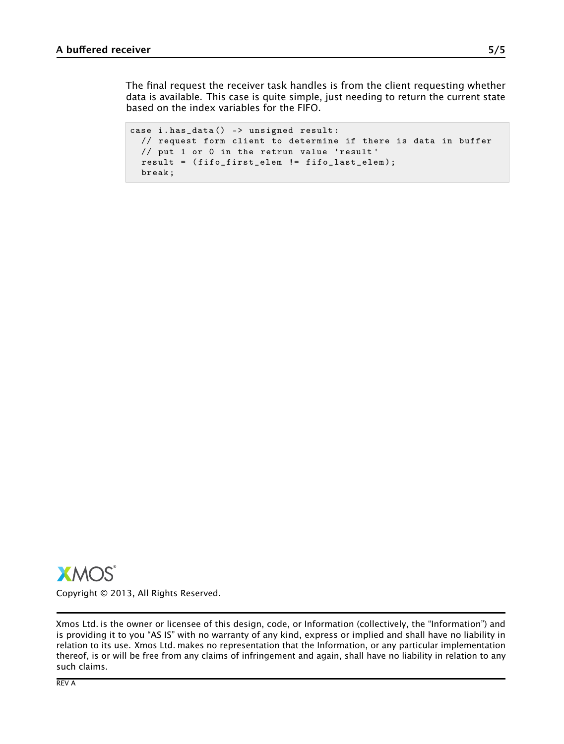The final request the receiver task handles is from the client requesting whether data is available. This case is quite simple, just needing to return the current state based on the index variables for the FIFO.

```
case i.has_data() -> unsigned result:
  // request form client to determine if there is data in buffer
  // put 1 or 0 in the retrun value 'result'
  result = (fifo_first_elem != fifo_last_elem);
  break;
```

Copyright © 2013, All Rights Reserved.

Xmos Ltd. is the owner or licensee of this design, code, or Information (collectively, the "Information") and is providing it to you "AS IS" with no warranty of any kind, express or implied and shall have no liability in relation to its use. Xmos Ltd. makes no representation that the Information, or any particular implementation thereof, is or will be free from any claims of infringement and again, shall have no liability in relation to any such claims.